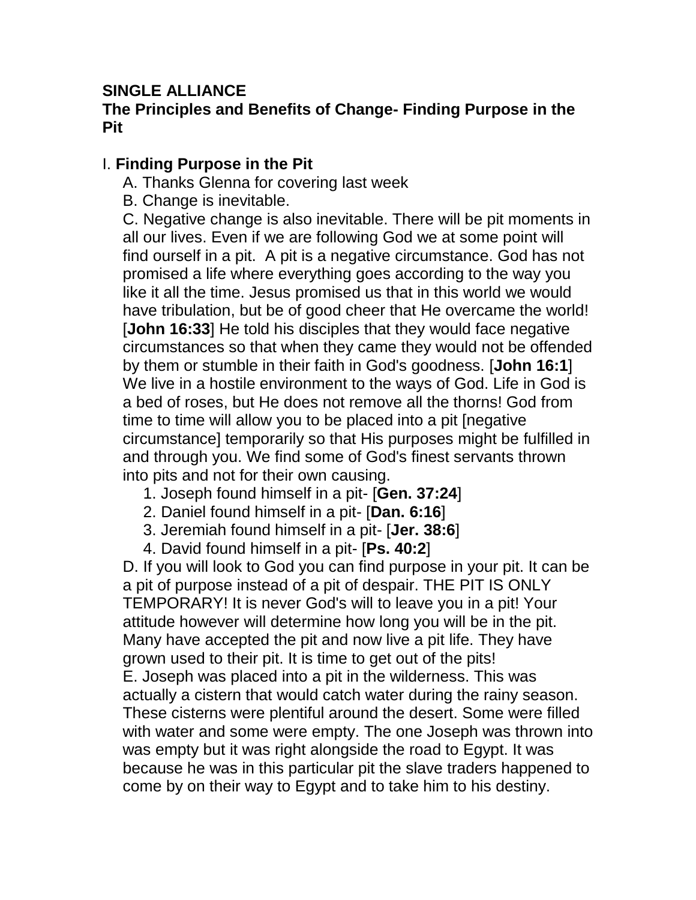**SINGLE ALLIANCE**
**The Principles and Benefits of Change- Finding Purpose in the Pit**

I. **Finding Purpose in the Pit**

A. Thanks Glenna for covering last week

B. Change is inevitable.

C. Negative change is also inevitable. There will be pit moments in all our lives. Even if we are following God we at some point will find ourself in a pit. A pit is a negative circumstance. God has not promised a life where everything goes according to the way you like it all the time. Jesus promised us that in this world we would have tribulation, but be of good cheer that He overcame the world! [**John 16:33**] He told his disciples that they would face negative circumstances so that when they came they would not be offended by them or stumble in their faith in God's goodness. [**John 16:1**] We live in a hostile environment to the ways of God. Life in God is a bed of roses, but He does not remove all the thorns! God from time to time will allow you to be placed into a pit [negative circumstance] temporarily so that His purposes might be fulfilled in and through you. We find some of God's finest servants thrown into pits and not for their own causing.

1. Joseph found himself in a pit- [**Gen. 37:24**]
2. Daniel found himself in a pit- [**Dan. 6:16**]
3. Jeremiah found himself in a pit- [**Jer. 38:6**]
4. David found himself in a pit- [**Ps. 40:2**]

D. If you will look to God you can find purpose in your pit. It can be a pit of purpose instead of a pit of despair. THE PIT IS ONLY TEMPORARY! It is never God's will to leave you in a pit! Your attitude however will determine how long you will be in the pit. Many have accepted the pit and now live a pit life. They have grown used to their pit. It is time to get out of the pits!

E. Joseph was placed into a pit in the wilderness. This was actually a cistern that would catch water during the rainy season. These cisterns were plentiful around the desert. Some were filled with water and some were empty. The one Joseph was thrown into was empty but it was right alongside the road to Egypt. It was because he was in this particular pit the slave traders happened to come by on their way to Egypt and to take him to his destiny.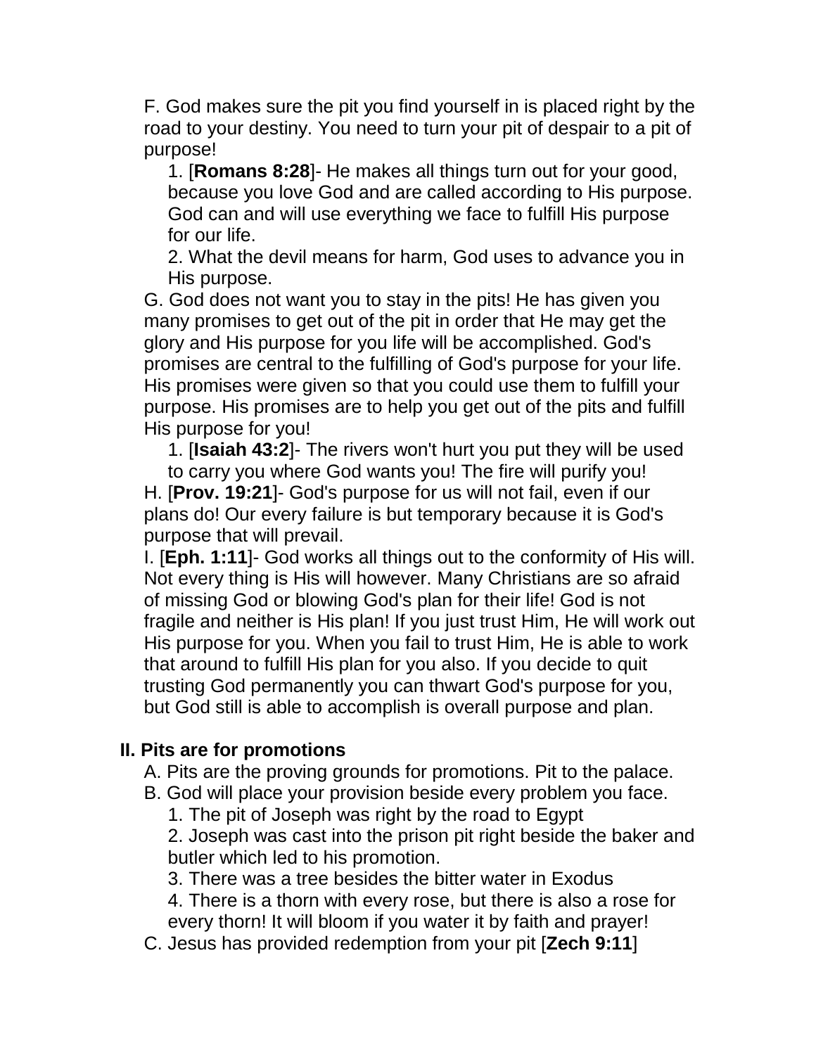F. God makes sure the pit you find yourself in is placed right by the road to your destiny. You need to turn your pit of despair to a pit of purpose!

1. [**Romans 8:28**]- He makes all things turn out for your good, because you love God and are called according to His purpose. God can and will use everything we face to fulfill His purpose for our life.
2. What the devil means for harm, God uses to advance you in His purpose.

G. God does not want you to stay in the pits! He has given you many promises to get out of the pit in order that He may get the glory and His purpose for you life will be accomplished. God's promises are central to the fulfilling of God's purpose for your life. His promises were given so that you could use them to fulfill your purpose. His promises are to help you get out of the pits and fulfill His purpose for you!

1. [**Isaiah 43:2**]- The rivers won't hurt you put they will be used to carry you where God wants you! The fire will purify you!

H. [**Prov. 19:21**]- God's purpose for us will not fail, even if our plans do! Our every failure is but temporary because it is God's purpose that will prevail.

I. [**Eph. 1:11**]- God works all things out to the conformity of His will. Not every thing is His will however. Many Christians are so afraid of missing God or blowing God's plan for their life! God is not fragile and neither is His plan! If you just trust Him, He will work out His purpose for you. When you fail to trust Him, He is able to work that around to fulfill His plan for you also. If you decide to quit trusting God permanently you can thwart God's purpose for you, but God still is able to accomplish is overall purpose and plan.

## II. Pits are for promotions

A. Pits are the proving grounds for promotions. Pit to the palace.

B. God will place your provision beside every problem you face.

1. The pit of Joseph was right by the road to Egypt
2. Joseph was cast into the prison pit right beside the baker and butler which led to his promotion.
3. There was a tree besides the bitter water in Exodus
4. There is a thorn with every rose, but there is also a rose for every thorn! It will bloom if you water it by faith and prayer!

C. Jesus has provided redemption from your pit [**Zech 9:11**]